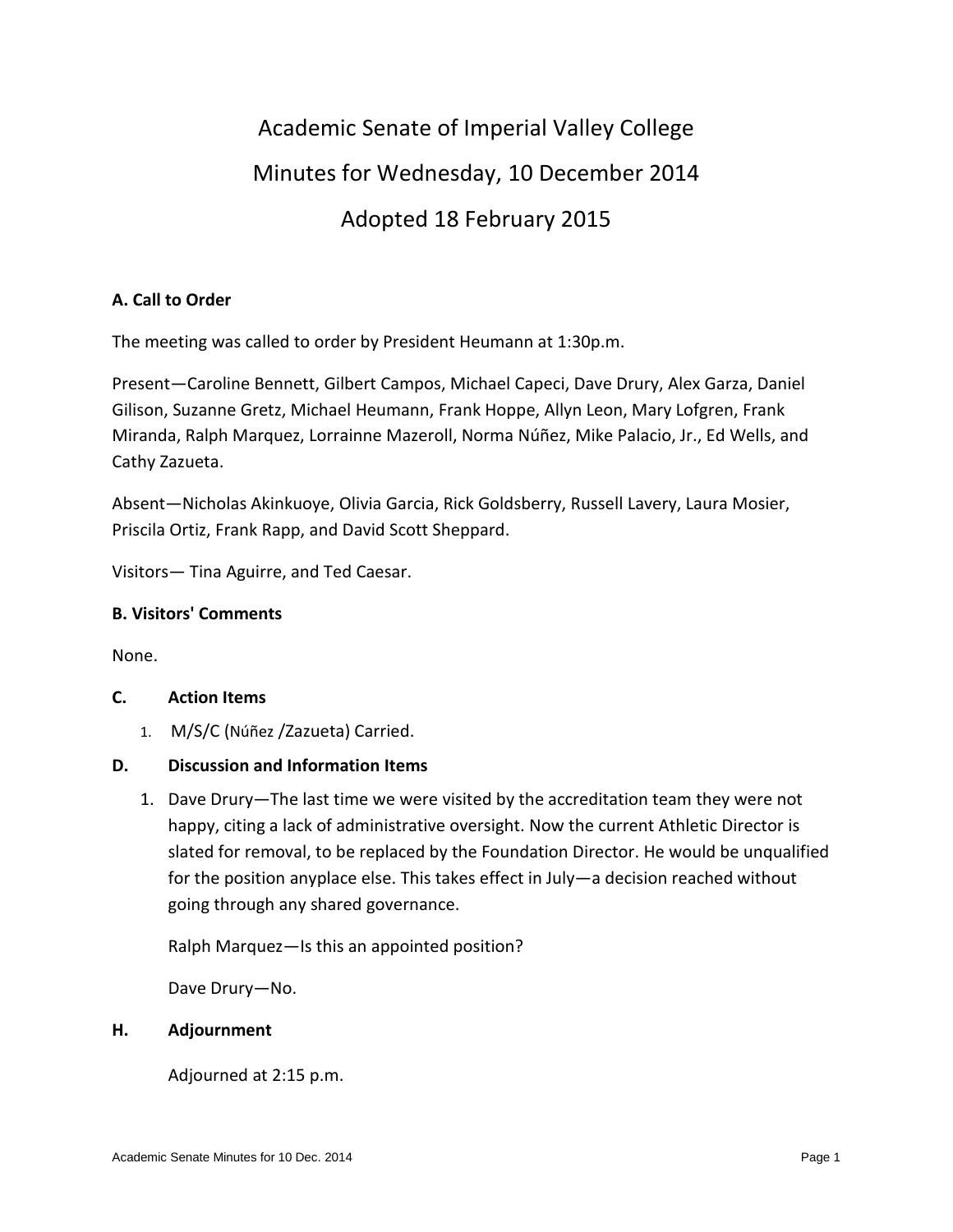# Academic Senate of Imperial Valley College

## Minutes for Wednesday, 10 December 2014

## Adopted 18 February 2015

**A. Call to Order**

The meeting was called to order by President Heumann at 1:30p.m.

Present—Caroline Bennett, Gilbert Campos, Michael Capeci, Dave Drury, Alex Garza, Daniel Gilison, Suzanne Gretz, Michael Heumann, Frank Hoppe, Allyn Leon, Mary Lofgren, Frank Miranda, Ralph Marquez, Lorrainne Mazeroll, Norma Núñez, Mike Palacio, Jr., Ed Wells, and Cathy Zazueta.

Absent—Nicholas Akinkuoye, Olivia Garcia, Rick Goldsberry, Russell Lavery, Laura Mosier, Priscila Ortiz, Frank Rapp, and David Scott Sheppard.

Visitors— Tina Aguirre, and Ted Caesar.

**B. Visitors' Comments**

None.

**C. Action Items**

1. M/S/C (Núñez /Zazueta) Carried.

**D. Discussion and Information Items**

1. Dave Drury—The last time we were visited by the accreditation team they were not happy, citing a lack of administrative oversight. Now the current Athletic Director is slated for removal, to be replaced by the Foundation Director. He would be unqualified for the position anyplace else. This takes effect in July—a decision reached without going through any shared governance.

   Ralph Marquez—Is this an appointed position?

   Dave Drury—No.

**H. Adjournment**

Adjourned at 2:15 p.m.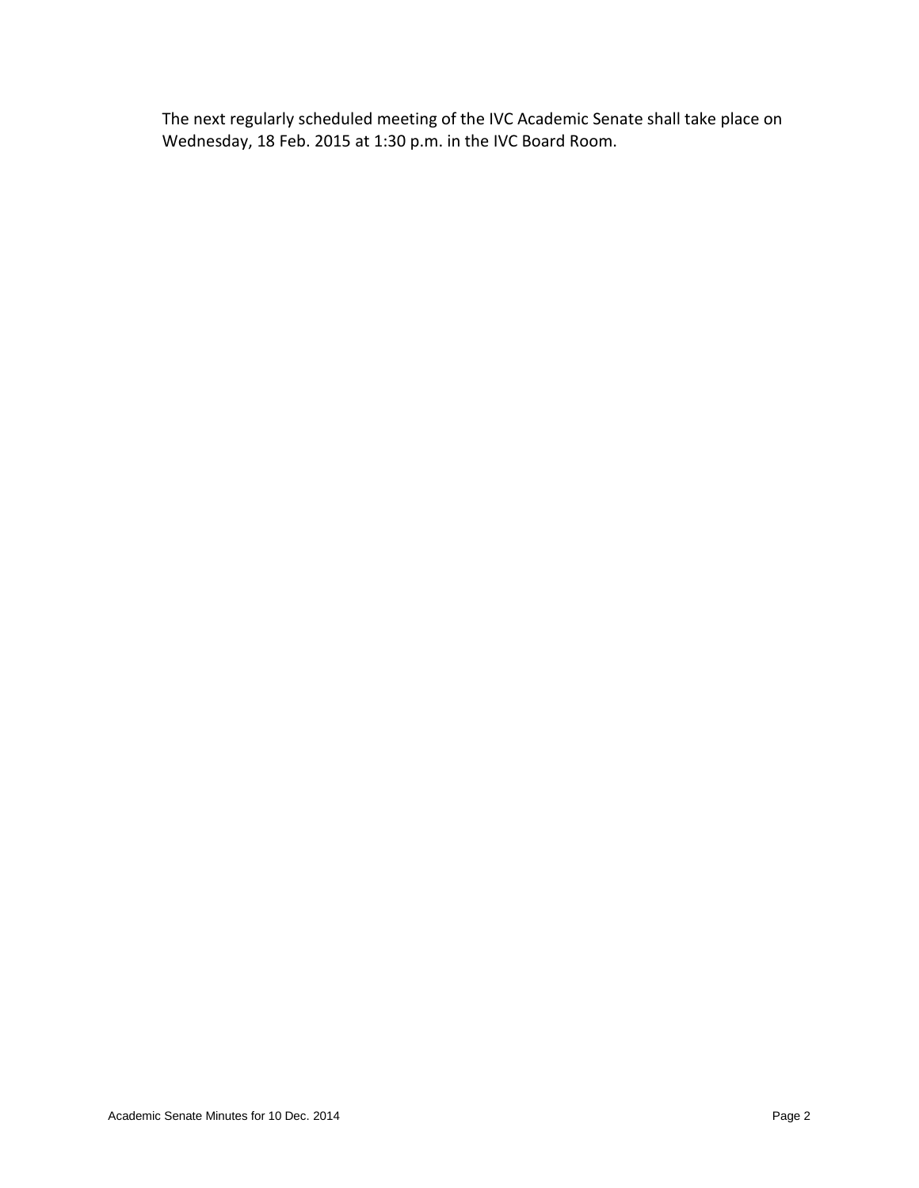The next regularly scheduled meeting of the IVC Academic Senate shall take place on Wednesday, 18 Feb. 2015 at 1:30 p.m. in the IVC Board Room.